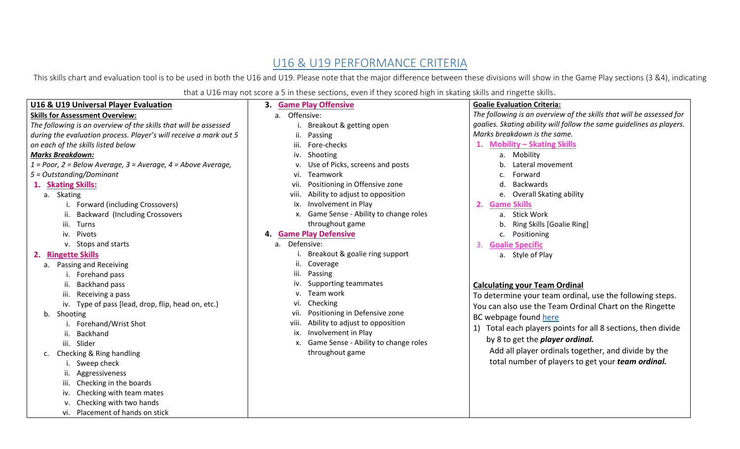# U16 & U19 PERFORMANCE CRITERIA

This skills chart and evaluation tool is to be used in both the U16 and U19. Please note that the major difference between these divisions will show in the Game Play sections (3 &4), indicating that a U16 may not score a 5 in these sections, even if they scored high in skating skills and ringette skills.

**U16 & U19 Universal Player Evaluation**

**Skills for Assessment Overview:**

*The following is an overview of the skills that will be assessed during the evaluation process. Player's will receive a mark out 5 on each of the skills listed below*

***Marks Breakdown:***

*1 = Poor, 2 = Below Average, 3 = Average, 4 = Above Average, 5 = Outstanding/Dominant*

1. **Skating Skills:**
   a. Skating
      i. Forward (including Crossovers)
      ii. Backward (Including Crossovers
      iii. Turns
      iv. Pivots
      v. Stops and starts
2. **Ringette Skills**
   a. Passing and Receiving
      i. Forehand pass
      ii. Backhand pass
      iii. Receiving a pass
      iv. Type of pass [lead, drop, flip, head on, etc.)
   b. Shooting
      i. Forehand/Wrist Shot
      ii. Backhand
      iii. Slider
   c. Checking & Ring handling
      i. Sweep check
      ii. Aggressiveness
      iii. Checking in the boards
      iv. Checking with team mates
      v. Checking with two hands
      vi. Placement of hands on stick
3. **Game Play Offensive**
   a. Offensive:
      i. Breakout & getting open
      ii. Passing
      iii. Fore-checks
      iv. Shooting
      v. Use of Picks, screens and posts
      vi. Teamwork
      vii. Positioning in Offensive zone
      viii. Ability to adjust to opposition
      ix. Involvement in Play
      x. Game Sense - Ability to change roles throughout game
4. **Game Play Defensive**
   a. Defensive:
      i. Breakout & goalie ring support
      ii. Coverage
      iii. Passing
      iv. Supporting teammates
      v. Team work
      vi. Checking
      vii. Positioning in Defensive zone
      viii. Ability to adjust to opposition
      ix. Involvement in Play
      x. Game Sense - Ability to change roles throughout game

**Goalie Evaluation Criteria:**

*The following is an overview of the skills that will be assessed for goalies. Skating ability will follow the same guidelines as players. Marks breakdown is the same.*

1. **Mobility – Skating Skills**
   a. Mobility
   b. Lateral movement
   c. Forward
   d. Backwards
   e. Overall Skating ability
2. **Game Skills**
   a. Stick Work
   b. Ring Skills [Goalie Ring]
   c. Positioning
3. **Goalie Specific**
   a. Style of Play

**Calculating your Team Ordinal**

To determine your team ordinal, use the following steps. You can also use the Team Ordinal Chart on the Ringette BC webpage found here

1) Total each players points for all 8 sections, then divide by 8 to get the ***player ordinal.***
   Add all player ordinals together, and divide by the total number of players to get your ***team ordinal.***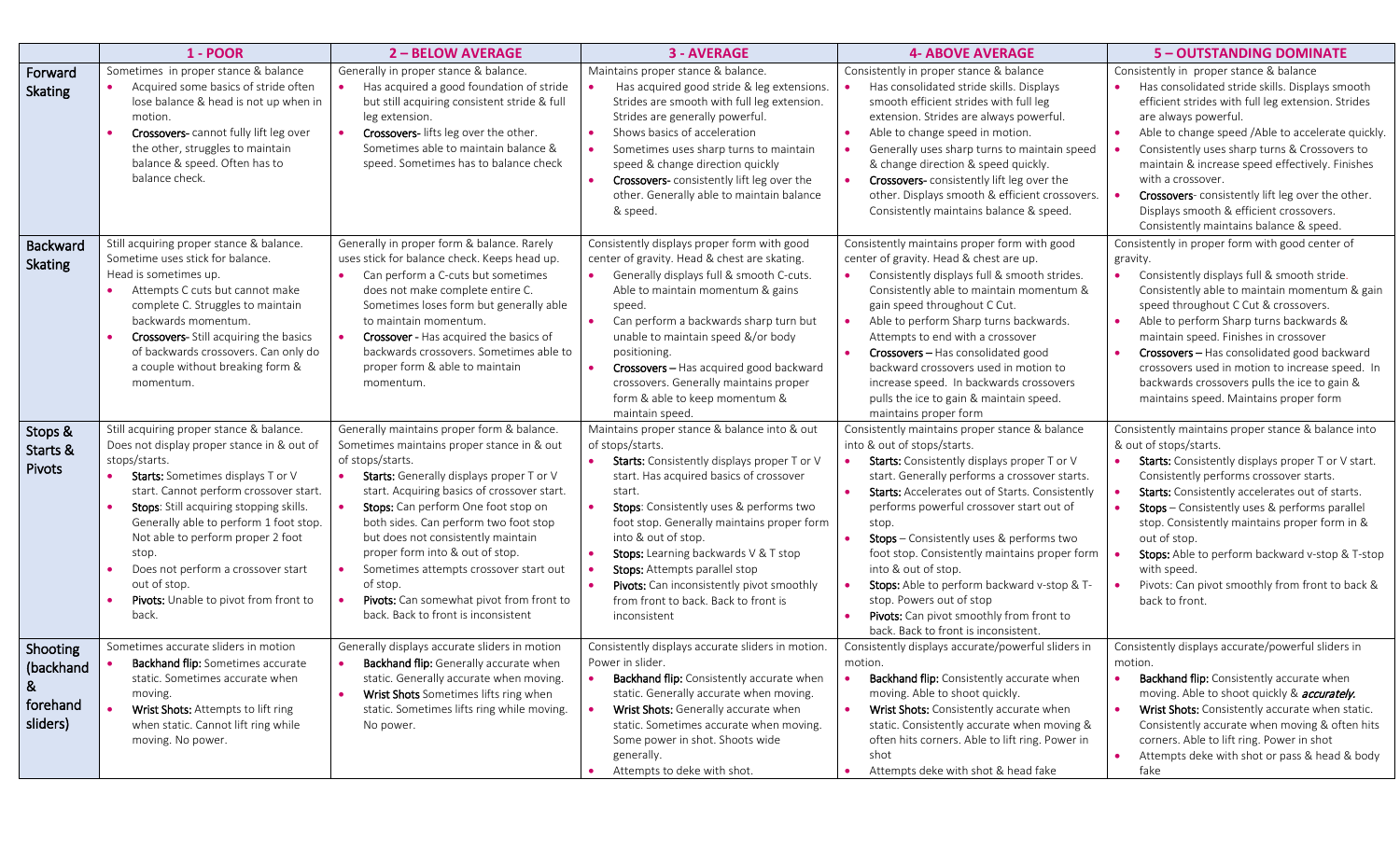| | 1 - POOR | 2 – BELOW AVERAGE | 3 - AVERAGE | 4- ABOVE AVERAGE | 5 – OUTSTANDING DOMINATE |
|---|---|---|---|---|---|
| **Forward Skating** | Sometimes in proper stance & balance<br>• Acquired some basics of stride often lose balance & head is not up when in motion.<br>• **Crossovers-** cannot fully lift leg over the other, struggles to maintain balance & speed. Often has to balance check. | Generally in proper stance & balance.<br>• Has acquired a good foundation of stride but still acquiring consistent stride & full leg extension.<br>• **Crossovers-** lifts leg over the other. Sometimes able to maintain balance & speed. Sometimes has to balance check | Maintains proper stance & balance.<br>• Has acquired good stride & leg extensions. Strides are smooth with full leg extension. Strides are generally powerful.<br>• Shows basics of acceleration<br>• Sometimes uses sharp turns to maintain speed & change direction quickly<br>• **Crossovers-** consistently lift leg over the other. Generally able to maintain balance & speed. | Consistently in proper stance & balance<br>• Has consolidated stride skills. Displays smooth efficient strides with full leg extension. Strides are always powerful.<br>• Able to change speed in motion.<br>• Generally uses sharp turns to maintain speed & change direction & speed quickly.<br>• **Crossovers-** consistently lift leg over the other. Displays smooth & efficient crossovers. Consistently maintains balance & speed. | Consistently in proper stance & balance<br>• Has consolidated stride skills. Displays smooth efficient strides with full leg extension. Strides are always powerful.<br>• Able to change speed /Able to accelerate quickly.<br>• Consistently uses sharp turns & Crossovers to maintain & increase speed effectively. Finishes with a crossover.<br>• **Crossovers**- consistently lift leg over the other. Displays smooth & efficient crossovers. Consistently maintains balance & speed. |
| **Backward Skating** | Still acquiring proper stance & balance. Sometime uses stick for balance. Head is sometimes up.<br>• Attempts C cuts but cannot make complete C. Struggles to maintain backwards momentum.<br>• **Crossovers-** Still acquiring the basics of backwards crossovers. Can only do a couple without breaking form & momentum. | Generally in proper form & balance. Rarely uses stick for balance check. Keeps head up.<br>• Can perform a C-cuts but sometimes does not make complete entire C. Sometimes loses form but generally able to maintain momentum.<br>• **Crossover -** Has acquired the basics of backwards crossovers. Sometimes able to proper form & able to maintain momentum. | Consistently displays proper form with good center of gravity. Head & chest are skating.<br>• Generally displays full & smooth C-cuts. Able to maintain momentum & gains speed.<br>• Can perform a backwards sharp turn but unable to maintain speed &/or body positioning.<br>• **Crossovers –** Has acquired good backward crossovers. Generally maintains proper form & able to keep momentum & maintain speed. | Consistently maintains proper form with good center of gravity. Head & chest are up.<br>• Consistently displays full & smooth strides. Consistently able to maintain momentum & gain speed throughout C Cut.<br>• Able to perform Sharp turns backwards. Attempts to end with a crossover<br>• **Crossovers –** Has consolidated good backward crossovers used in motion to increase speed. In backwards crossovers pulls the ice to gain & maintain speed. maintains proper form | Consistently in proper form with good center of gravity.<br>• Consistently displays full & smooth stride. Consistently able to maintain momentum & gain speed throughout C Cut & crossovers.<br>• Able to perform Sharp turns backwards & maintain speed. Finishes in crossover<br>• **Crossovers –** Has consolidated good backward crossovers used in motion to increase speed. In backwards crossovers pulls the ice to gain & maintains speed. Maintains proper form |
| **Stops & Starts & Pivots** | Still acquiring proper stance & balance. Does not display proper stance in & out of stops/starts.<br>• **Starts:** Sometimes displays T or V start. Cannot perform crossover start.<br>• **Stops**: Still acquiring stopping skills. Generally able to perform 1 foot stop. Not able to perform proper 2 foot stop.<br>• Does not perform a crossover start out of stop.<br>• **Pivots:** Unable to pivot from front to back. | Generally maintains proper form & balance. Sometimes maintains proper stance in & out of stops/starts.<br>• **Starts:** Generally displays proper T or V start. Acquiring basics of crossover start.<br>• **Stops:** Can perform One foot stop on both sides. Can perform two foot stop but does not consistently maintain proper form into & out of stop.<br>• Sometimes attempts crossover start out of stop.<br>• **Pivots:** Can somewhat pivot from front to back. Back to front is inconsistent | Maintains proper stance & balance into & out of stops/starts.<br>• **Starts:** Consistently displays proper T or V start. Has acquired basics of crossover start.<br>• **Stops**: Consistently uses & performs two foot stop. Generally maintains proper form into & out of stop.<br>• **Stops:** Learning backwards V & T stop<br>• **Stops:** Attempts parallel stop<br>• **Pivots:** Can inconsistently pivot smoothly from front to back. Back to front is inconsistent | Consistently maintains proper stance & balance into & out of stops/starts.<br>• **Starts:** Consistently displays proper T or V start. Generally performs a crossover starts.<br>• **Starts:** Accelerates out of Starts. Consistently performs powerful crossover start out of stop.<br>• **Stops** – Consistently uses & performs two foot stop. Consistently maintains proper form into & out of stop.<br>• **Stops:** Able to perform backward v-stop & T-stop. Powers out of stop<br>• **Pivots:** Can pivot smoothly from front to back. Back to front is inconsistent. | Consistently maintains proper stance & balance into & out of stops/starts.<br>• **Starts:** Consistently displays proper T or V start. Consistently performs crossover starts.<br>• **Starts:** Consistently accelerates out of starts.<br>• **Stops** – Consistently uses & performs parallel stop. Consistently maintains proper form in & out of stop.<br>• **Stops:** Able to perform backward v-stop & T-stop with speed.<br>• Pivots: Can pivot smoothly from front to back & back to front. |
| **Shooting (backhand & forehand sliders)** | Sometimes accurate sliders in motion<br>• **Backhand flip:** Sometimes accurate static. Sometimes accurate when moving.<br>• **Wrist Shots:** Attempts to lift ring when static. Cannot lift ring while moving. No power. | Generally displays accurate sliders in motion<br>• **Backhand flip:** Generally accurate when static. Generally accurate when moving.<br>• **Wrist Shots** Sometimes lifts ring when static. Sometimes lifts ring while moving. No power. | Consistently displays accurate sliders in motion. Power in slider.<br>• **Backhand flip:** Consistently accurate when static. Generally accurate when moving.<br>• **Wrist Shots:** Generally accurate when static. Sometimes accurate when moving. Some power in shot. Shoots wide generally.<br>• Attempts to deke with shot. | Consistently displays accurate/powerful sliders in motion.<br>• **Backhand flip:** Consistently accurate when moving. Able to shoot quickly.<br>• **Wrist Shots:** Consistently accurate when static. Consistently accurate when moving & often hits corners. Able to lift ring. Power in shot<br>• Attempts deke with shot & head fake | Consistently displays accurate/powerful sliders in motion.<br>• **Backhand flip:** Consistently accurate when moving. Able to shoot quickly & ***accurately.***<br>• **Wrist Shots:** Consistently accurate when static. Consistently accurate when moving & often hits corners. Able to lift ring. Power in shot<br>• Attempts deke with shot or pass & head & body fake |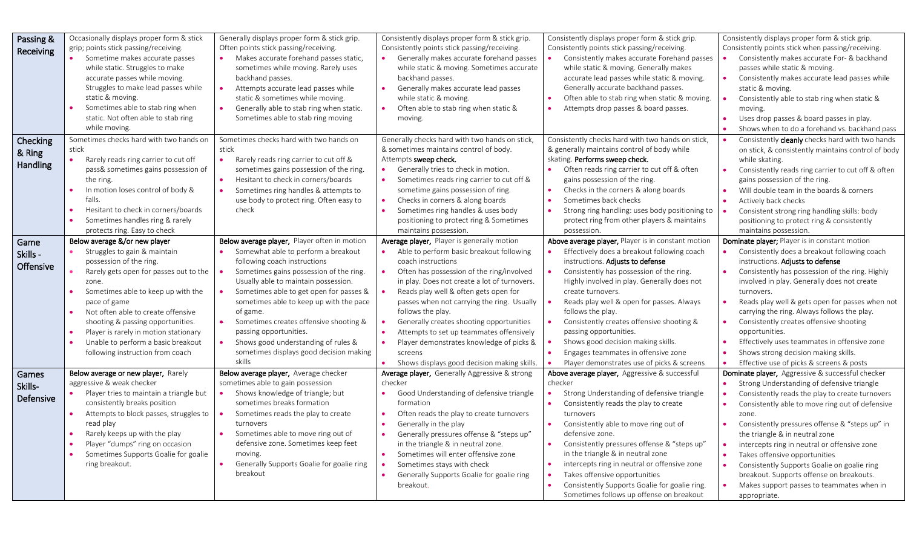| Passing & Receiving | Occasionally displays proper form & stick grip; points stick passing/receiving.<br>• Sometime makes accurate passes while static. Struggles to make accurate passes while moving. Struggles to make lead passes while static & moving.<br>• Sometimes able to stab ring when static. Not often able to stab ring while moving. | Generally displays proper form & stick grip. Often points stick passing/receiving.<br>• Makes accurate forehand passes static, sometimes while moving. Rarely uses backhand passes.<br>• Attempts accurate lead passes while static & sometimes while moving.<br>• Generally able to stab ring when static. Sometimes able to stab ring moving | Consistently displays proper form & stick grip. Consistently points stick passing/receiving.<br>• Generally makes accurate forehand passes while static & moving. Sometimes accurate backhand passes.<br>• Generally makes accurate lead passes while static & moving.<br>• Often able to stab ring when static & moving. | Consistently displays proper form & stick grip. Consistently points stick passing/receiving.<br>• Consistently makes accurate Forehand passes while static & moving. Generally makes accurate lead passes while static & moving. Generally accurate backhand passes.<br>• Often able to stab ring when static & moving.<br>• Attempts drop passes & board passes. | Consistently displays proper form & stick grip. Consistently points stick when passing/receiving.<br>• Consistently makes accurate For- & backhand passes while static & moving.<br>• Consistently makes accurate lead passes while static & moving.<br>• Consistently able to stab ring when static & moving.<br>• Uses drop passes & board passes in play.<br>• Shows when to do a forehand vs. backhand pass |
|---|---|---|---|---|---|
| Checking & Ring Handling | Sometimes checks hard with two hands on stick<br>• Rarely reads ring carrier to cut off pass& sometimes gains possession of the ring.<br>• In motion loses control of body & falls.<br>• Hesitant to check in corners/boards<br>• Sometimes handles ring & rarely protects ring. Easy to check | Sometimes checks hard with two hands on stick<br>• Rarely reads ring carrier to cut off & sometimes gains possession of the ring.<br>• Hesitant to check in corners/boards<br>• Sometimes ring handles & attempts to use body to protect ring. Often easy to check | Generally checks hard with two hands on stick, & sometimes maintains control of body. Attempts **sweep check.**<br>• Generally tries to check in motion.<br>• Sometimes reads ring carrier to cut off & sometime gains possession of ring.<br>• Checks in corners & along boards<br>• Sometimes ring handles & uses body positioning to protect ring & Sometimes maintains possession. | Consistently checks hard with two hands on stick, & generally maintains control of body while skating. **Performs sweep check.**<br>• Often reads ring carrier to cut off & often gains possession of the ring.<br>• Checks in the corners & along boards<br>• Sometimes back checks<br>• Strong ring handling: uses body positioning to protect ring from other players & maintains possession. | • Consistently **cleanly** checks hard with two hands on stick, & consistently maintains control of body while skating.<br>• Consistently reads ring carrier to cut off & often gains possession of the ring.<br>• Will double team in the boards & corners<br>• Actively back checks<br>• Consistent strong ring handling skills: body positioning to protect ring & consistently maintains possession. |
| Game Skills - Offensive | Below average &/or new player<br>• Struggles to gain & maintain possession of the ring.<br>• Rarely gets open for passes out to the zone.<br>• Sometimes able to keep up with the pace of game<br>• Not often able to create offensive shooting & passing opportunities.<br>• Player is rarely in motion stationary<br>• Unable to perform a basic breakout following instruction from coach | Below average player, Player often in motion<br>• Somewhat able to perform a breakout following coach instructions<br>• Sometimes gains possession of the ring. Usually able to maintain possession.<br>• Sometimes able to get open for passes & sometimes able to keep up with the pace of game.<br>• Sometimes creates offensive shooting & passing opportunities.<br>• Shows good understanding of rules & sometimes displays good decision making skills | Average player, Player is generally motion<br>• Able to perform basic breakout following coach instructions<br>• Often has possession of the ring/involved in play. Does not create a lot of turnovers.<br>• Reads play well & often gets open for passes when not carrying the ring. Usually follows the play.<br>• Generally creates shooting opportunities<br>• Attempts to set up teammates offensively<br>• Player demonstrates knowledge of picks & screens<br>• Shows displays good decision making skills. | Above average player, Player is in constant motion<br>• Effectively does a breakout following coach instructions. **Adjusts to defense**<br>• Consistently has possession of the ring. Highly involved in play. Generally does not create turnovers.<br>• Reads play well & open for passes. Always follows the play.<br>• Consistently creates offensive shooting & passing opportunities.<br>• Shows good decision making skills.<br>• Engages teammates in offensive zone<br>• Player demonstrates use of picks & screens | Dominate player; Player is in constant motion<br>• Consistently does a breakout following coach instructions. **Adjusts to defense**<br>• Consistently has possession of the ring. Highly involved in play. Generally does not create turnovers.<br>• Reads play well & gets open for passes when not carrying the ring. Always follows the play.<br>• Consistently creates offensive shooting opportunities.<br>• Effectively uses teammates in offensive zone<br>• Shows strong decision making skills.<br>• Effective use of picks & screens & posts |
| Games Skills- Defensive | Below average or new player, Rarely aggressive & weak checker<br>• Player tries to maintain a triangle but consistently breaks position<br>• Attempts to block passes, struggles to read play<br>• Rarely keeps up with the play<br>• Player "dumps" ring on occasion<br>• Sometimes Supports Goalie for goalie ring breakout. | Below average player, Average checker sometimes able to gain possession<br>• Shows knowledge of triangle; but sometimes breaks formation<br>• Sometimes reads the play to create turnovers<br>• Sometimes able to move ring out of defensive zone. Sometimes keep feet moving.<br>• Generally Supports Goalie for goalie ring breakout | Average player, Generally Aggressive & strong checker<br>• Good Understanding of defensive triangle formation<br>• Often reads the play to create turnovers<br>• Generally in the play<br>• Generally pressures offense & "steps up" in the triangle & in neutral zone.<br>• Sometimes will enter offensive zone<br>• Sometimes stays with check<br>• Generally Supports Goalie for goalie ring breakout. | Above average player, Aggressive & successful checker<br>• Strong Understanding of defensive triangle<br>• Consistently reads the play to create turnovers<br>• Consistently able to move ring out of defensive zone.<br>• Consistently pressures offense & "steps up" in the triangle & in neutral zone<br>• intercepts ring in neutral or offensive zone<br>• Takes offensive opportunities<br>• Consistently Supports Goalie for goalie ring. Sometimes follows up offense on breakout | Dominate player, Aggressive & successful checker<br>• Strong Understanding of defensive triangle<br>• Consistently reads the play to create turnovers<br>• Consistently able to move ring out of defensive zone.<br>• Consistently pressures offense & "steps up" in the triangle & in neutral zone<br>• intercepts ring in neutral or offensive zone<br>• Takes offensive opportunities<br>• Consistently Supports Goalie on goalie ring breakout. Supports offense on breakouts.<br>• Makes support passes to teammates when in appropriate. |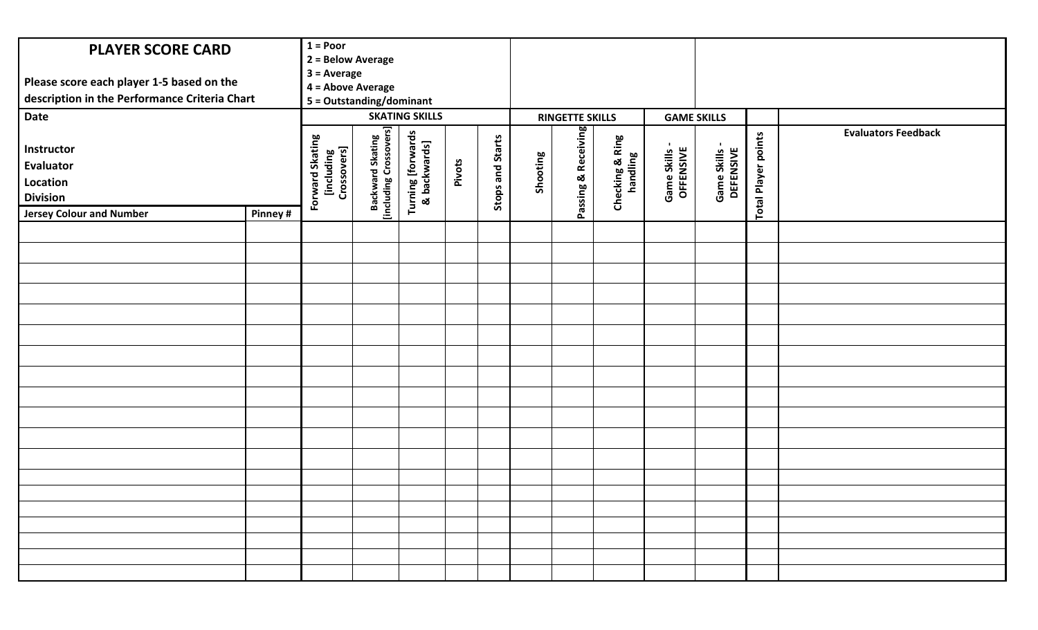# PLAYER SCORE CARD

**Please score each player 1-5 based on the description in the Performance Criteria Chart**

**1 = Poor**
**2 = Below Average**
**3 = Average**
**4 = Above Average**
**5 = Outstanding/dominant**

**Date**

**Instructor**
**Evaluator**
**Location**
**Division**

| Jersey Colour and Number | Pinney # | SKATING SKILLS | | | | | RINGETTE SKILLS | | | GAME SKILLS | | | |
|---|---|---|---|---|---|---|---|---|---|---|---|---|---|
| | | Forward Skating [including Crossovers] | Backward Skating [including Crossovers] | Turning [forwards & backwards] | Pivots | Stops and Starts | Shooting | Passing & Receiving | Checking & Ring handling | Game Skills - OFFENSIVE | Game Skills - DEFENSIVE | Total Player points | Evaluators Feedback |
| | | | | | | | | | | | | | |
| | | | | | | | | | | | | | |
| | | | | | | | | | | | | | |
| | | | | | | | | | | | | | |
| | | | | | | | | | | | | | |
| | | | | | | | | | | | | | |
| | | | | | | | | | | | | | |
| | | | | | | | | | | | | | |
| | | | | | | | | | | | | | |
| | | | | | | | | | | | | | |
| | | | | | | | | | | | | | |
| | | | | | | | | | | | | | |
| | | | | | | | | | | | | | |
| | | | | | | | | | | | | | |
| | | | | | | | | | | | | | |
| | | | | | | | | | | | | | |
| | | | | | | | | | | | | | |
| | | | | | | | | | | | | | |
| | | | | | | | | | | | | | |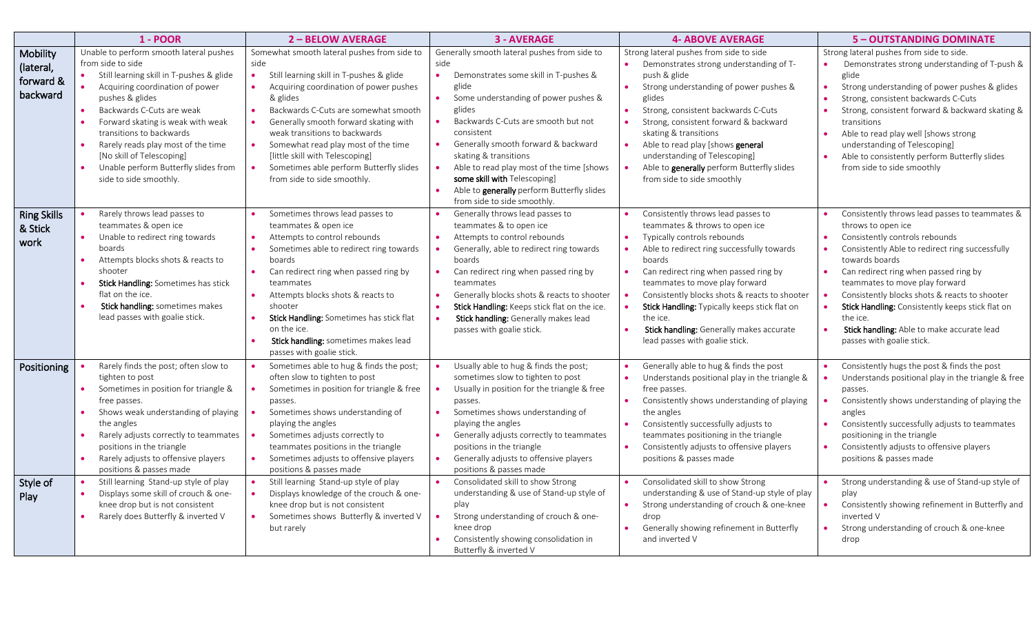| | 1 - POOR | 2 – BELOW AVERAGE | 3 - AVERAGE | 4- ABOVE AVERAGE | 5 – OUTSTANDING DOMINATE |
|---|---|---|---|---|---|
| **Mobility (lateral, forward & backward** | Unable to perform smooth lateral pushes from side to side<br>• Still learning skill in T-pushes & glide<br>• Acquiring coordination of power pushes & glides<br>• Backwards C-Cuts are weak<br>• Forward skating is weak with weak transitions to backwards<br>• Rarely reads play most of the time [No skill of Telescoping]<br>• Unable perform Butterfly slides from side to side smoothly. | Somewhat smooth lateral pushes from side to side<br>• Still learning skill in T-pushes & glide<br>• Acquiring coordination of power pushes & glides<br>• Backwards C-Cuts are somewhat smooth<br>• Generally smooth forward skating with weak transitions to backwards<br>• Somewhat read play most of the time [little skill with Telescoping]<br>• Sometimes able perform Butterfly slides from side to side smoothly. | Generally smooth lateral pushes from side to side<br>• Demonstrates some skill in T-pushes & glide<br>• Some understanding of power pushes & glides<br>• Backwards C-Cuts are smooth but not consistent<br>• Generally smooth forward & backward skating & transitions<br>• Able to read play most of the time [shows **some skill with** Telescoping]<br>• Able to **generally** perform Butterfly slides from side to side smoothly. | Strong lateral pushes from side to side<br>• Demonstrates strong understanding of T-push & glide<br>• Strong understanding of power pushes & glides<br>• Strong, consistent backwards C-Cuts<br>• Strong, consistent forward & backward skating & transitions<br>• Able to read play [shows **general** understanding of Telescoping]<br>• Able to **generally** perform Butterfly slides from side to side smoothly | Strong lateral pushes from side to side.<br>• Demonstrates strong understanding of T-push & glide<br>• Strong understanding of power pushes & glides<br>• Strong, consistent backwards C-Cuts<br>• Strong, consistent forward & backward skating & transitions<br>• Able to read play well [shows strong understanding of Telescoping]<br>• Able to consistently perform Butterfly slides from side to side smoothly |
| **Ring Skills & Stick work** | • Rarely throws lead passes to teammates & open ice<br>• Unable to redirect ring towards boards<br>• Attempts blocks shots & reacts to shooter<br>• **Stick Handling:** Sometimes has stick flat on the ice.<br>• **Stick handling:** sometimes makes lead passes with goalie stick. | • Sometimes throws lead passes to teammates & open ice<br>• Attempts to control rebounds<br>• Sometimes able to redirect ring towards boards<br>• Can redirect ring when passed ring by teammates<br>• Attempts blocks shots & reacts to shooter<br>• **Stick Handling:** Sometimes has stick flat on the ice.<br>• **Stick handling:** sometimes makes lead passes with goalie stick. | • Generally throws lead passes to teammates & to open ice<br>• Attempts to control rebounds<br>• Generally, able to redirect ring towards boards<br>• Can redirect ring when passed ring by teammates<br>• Generally blocks shots & reacts to shooter<br>• **Stick Handling:** Keeps stick flat on the ice.<br>• **Stick handling:** Generally makes lead passes with goalie stick. | • Consistently throws lead passes to teammates & throws to open ice<br>• Typically controls rebounds<br>• Able to redirect ring successfully towards boards<br>• Can redirect ring when passed ring by teammates to move play forward<br>• Consistently blocks shots & reacts to shooter<br>• **Stick Handling:** Typically keeps stick flat on the ice.<br>• **Stick handling:** Generally makes accurate lead passes with goalie stick. | • Consistently throws lead passes to teammates & throws to open ice<br>• Consistently controls rebounds<br>• Consistently Able to redirect ring successfully towards boards<br>• Can redirect ring when passed ring by teammates to move play forward<br>• Consistently blocks shots & reacts to shooter<br>• **Stick Handling:** Consistently keeps stick flat on the ice.<br>• **Stick handling:** Able to make accurate lead passes with goalie stick. |
| **Positioning** | • Rarely finds the post; often slow to tighten to post<br>• Sometimes in position for triangle & free passes.<br>• Shows weak understanding of playing the angles<br>• Rarely adjusts correctly to teammates positions in the triangle<br>• Rarely adjusts to offensive players positions & passes made | • Sometimes able to hug & finds the post; often slow to tighten to post<br>• Sometimes in position for triangle & free passes.<br>• Sometimes shows understanding of playing the angles<br>• Sometimes adjusts correctly to teammates positions in the triangle<br>• Sometimes adjusts to offensive players positions & passes made | • Usually able to hug & finds the post; sometimes slow to tighten to post<br>• Usually in position for the triangle & free passes.<br>• Sometimes shows understanding of playing the angles<br>• Generally adjusts correctly to teammates positions in the triangle<br>• Generally adjusts to offensive players positions & passes made | • Generally able to hug & finds the post<br>• Understands positional play in the triangle & free passes.<br>• Consistently shows understanding of playing the angles<br>• Consistently successfully adjusts to teammates positioning in the triangle<br>• Consistently adjusts to offensive players positions & passes made | • Consistently hugs the post & finds the post<br>• Understands positional play in the triangle & free passes.<br>• Consistently shows understanding of playing the angles<br>• Consistently successfully adjusts to teammates positioning in the triangle<br>• Consistently adjusts to offensive players positions & passes made |
| **Style of Play** | • Still learning Stand-up style of play<br>• Displays some skill of crouch & one-knee drop but is not consistent<br>• Rarely does Butterfly & inverted V | • Still learning Stand-up style of play<br>• Displays knowledge of the crouch & one-knee drop but is not consistent<br>• Sometimes shows Butterfly & inverted V but rarely | • Consolidated skill to show Strong understanding & use of Stand-up style of play<br>• Strong understanding of crouch & one-knee drop<br>• Consistently showing consolidation in Butterfly & inverted V | • Consolidated skill to show Strong understanding & use of Stand-up style of play<br>• Strong understanding of crouch & one-knee drop<br>• Generally showing refinement in Butterfly and inverted V | • Strong understanding & use of Stand-up style of play<br>• Consistently showing refinement in Butterfly and inverted V<br>• Strong understanding of crouch & one-knee drop |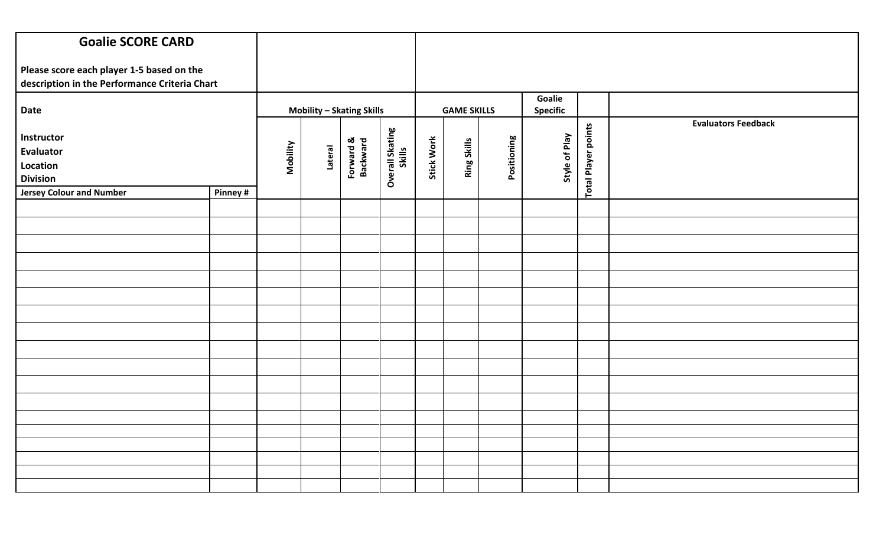# Goalie SCORE CARD

**Please score each player 1-5 based on the description in the Performance Criteria Chart**

**Date**

**Instructor**
**Evaluator**
**Location**
**Division**

| Jersey Colour and Number | Pinney # | Mobility – Skating Skills: Mobility | Mobility – Skating Skills: Lateral | Mobility – Skating Skills: Forward & Backward | Mobility – Skating Skills: Overall Skating Skills | GAME SKILLS: Stick Work | GAME SKILLS: Ring Skills | GAME SKILLS: Positioning | Goalie Specific: Style of Play | Total Player points | Evaluators Feedback |
|---|---|---|---|---|---|---|---|---|---|---|---|
| | | | | | | | | | | | |
| | | | | | | | | | | | |
| | | | | | | | | | | | |
| | | | | | | | | | | | |
| | | | | | | | | | | | |
| | | | | | | | | | | | |
| | | | | | | | | | | | |
| | | | | | | | | | | | |
| | | | | | | | | | | | |
| | | | | | | | | | | | |
| | | | | | | | | | | | |
| | | | | | | | | | | | |
| | | | | | | | | | | | |
| | | | | | | | | | | | |
| | | | | | | | | | | | |
| | | | | | | | | | | | |
| | | | | | | | | | | | |
| | | | | | | | | | | | |